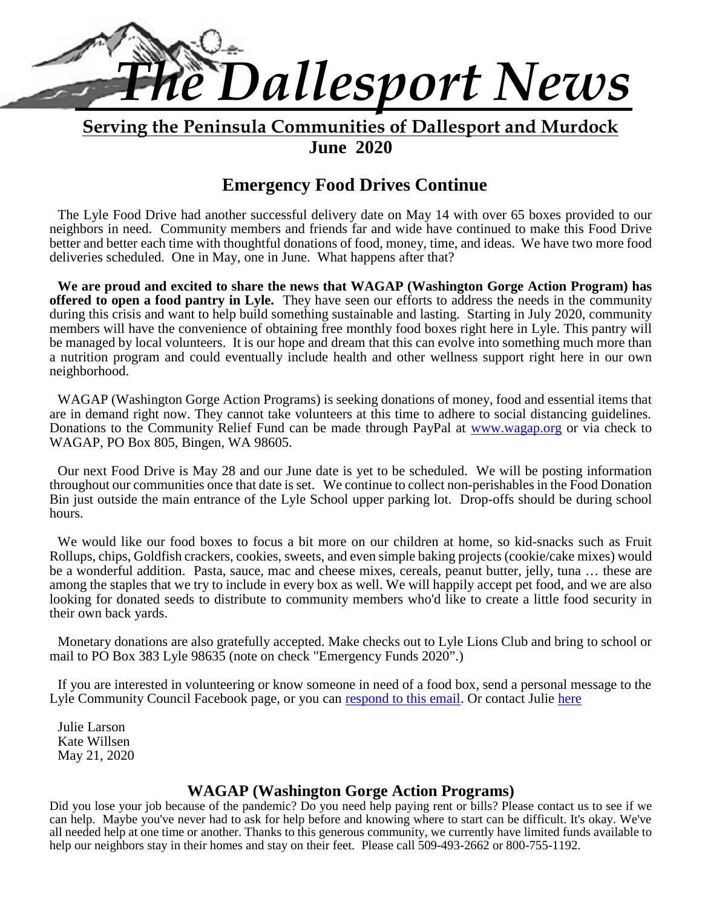# The Dallesport News

**Serving the Peninsula Communities of Dallesport and Murdock**

**June 2020**

## Emergency Food Drives Continue

The Lyle Food Drive had another successful delivery date on May 14 with over 65 boxes provided to our neighbors in need. Community members and friends far and wide have continued to make this Food Drive better and better each time with thoughtful donations of food, money, time, and ideas. We have two more food deliveries scheduled. One in May, one in June. What happens after that?

**We are proud and excited to share the news that WAGAP (Washington Gorge Action Program) has offered to open a food pantry in Lyle.** They have seen our efforts to address the needs in the community during this crisis and want to help build something sustainable and lasting. Starting in July 2020, community members will have the convenience of obtaining free monthly food boxes right here in Lyle. This pantry will be managed by local volunteers. It is our hope and dream that this can evolve into something much more than a nutrition program and could eventually include health and other wellness support right here in our own neighborhood.

WAGAP (Washington Gorge Action Programs) is seeking donations of money, food and essential items that are in demand right now. They cannot take volunteers at this time to adhere to social distancing guidelines. Donations to the Community Relief Fund can be made through PayPal at www.wagap.org or via check to WAGAP, PO Box 805, Bingen, WA 98605.

Our next Food Drive is May 28 and our June date is yet to be scheduled. We will be posting information throughout our communities once that date is set. We continue to collect non-perishables in the Food Donation Bin just outside the main entrance of the Lyle School upper parking lot. Drop-offs should be during school hours.

We would like our food boxes to focus a bit more on our children at home, so kid-snacks such as Fruit Rollups, chips, Goldfish crackers, cookies, sweets, and even simple baking projects (cookie/cake mixes) would be a wonderful addition. Pasta, sauce, mac and cheese mixes, cereals, peanut butter, jelly, tuna … these are among the staples that we try to include in every box as well. We will happily accept pet food, and we are also looking for donated seeds to distribute to community members who'd like to create a little food security in their own back yards.

Monetary donations are also gratefully accepted. Make checks out to Lyle Lions Club and bring to school or mail to PO Box 383 Lyle 98635 (note on check "Emergency Funds 2020".)

If you are interested in volunteering or know someone in need of a food box, send a personal message to the Lyle Community Council Facebook page, or you can respond to this email. Or contact Julie here

Julie Larson
Kate Willsen
May 21, 2020

## WAGAP (Washington Gorge Action Programs)

Did you lose your job because of the pandemic? Do you need help paying rent or bills? Please contact us to see if we can help. Maybe you've never had to ask for help before and knowing where to start can be difficult. It's okay. We've all needed help at one time or another. Thanks to this generous community, we currently have limited funds available to help our neighbors stay in their homes and stay on their feet. Please call 509-493-2662 or 800-755-1192.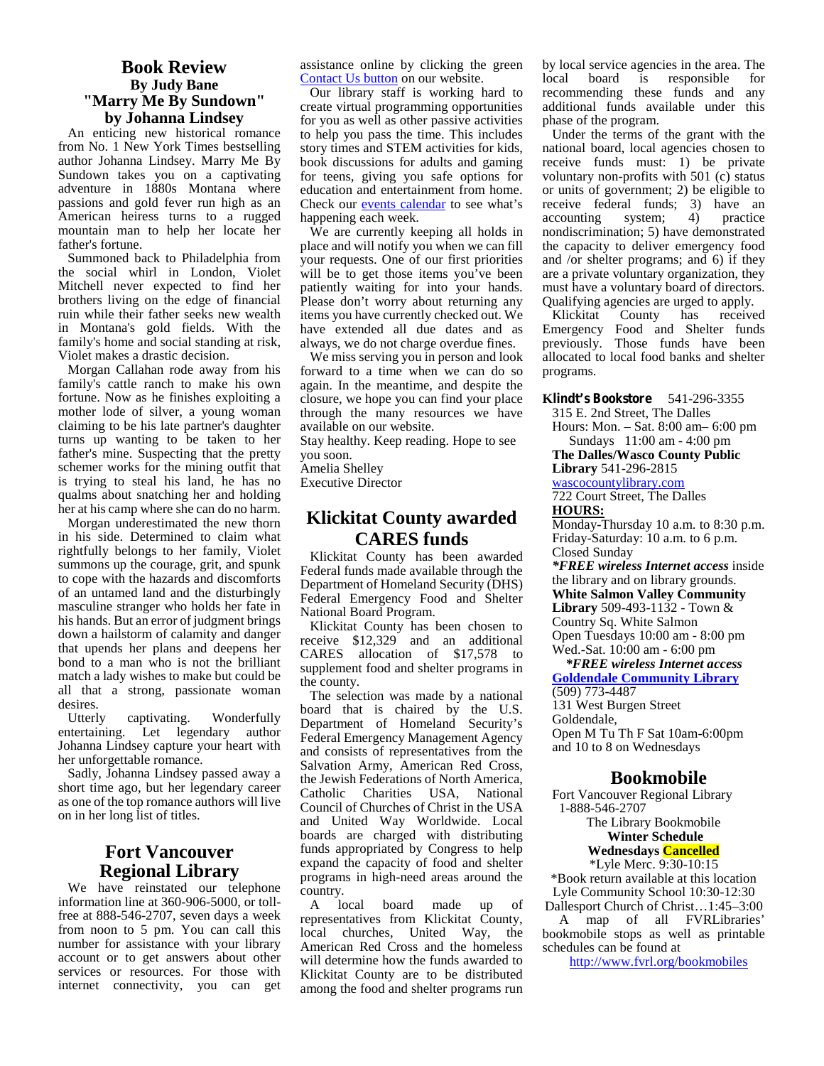## Book Review

### By Judy Bane

### "Marry Me By Sundown" by Johanna Lindsey

An enticing new historical romance from No. 1 New York Times bestselling author Johanna Lindsey. Marry Me By Sundown takes you on a captivating adventure in 1880s Montana where passions and gold fever run high as an American heiress turns to a rugged mountain man to help her locate her father's fortune.

Summoned back to Philadelphia from the social whirl in London, Violet Mitchell never expected to find her brothers living on the edge of financial ruin while their father seeks new wealth in Montana's gold fields. With the family's home and social standing at risk, Violet makes a drastic decision.

Morgan Callahan rode away from his family's cattle ranch to make his own fortune. Now as he finishes exploiting a mother lode of silver, a young woman claiming to be his late partner's daughter turns up wanting to be taken to her father's mine. Suspecting that the pretty schemer works for the mining outfit that is trying to steal his land, he has no qualms about snatching her and holding her at his camp where she can do no harm.

Morgan underestimated the new thorn in his side. Determined to claim what rightfully belongs to her family, Violet summons up the courage, grit, and spunk to cope with the hazards and discomforts of an untamed land and the disturbingly masculine stranger who holds her fate in his hands. But an error of judgment brings down a hailstorm of calamity and danger that upends her plans and deepens her bond to a man who is not the brilliant match a lady wishes to make but could be all that a strong, passionate woman desires.

Utterly captivating. Wonderfully entertaining. Let legendary author Johanna Lindsey capture your heart with her unforgettable romance.

Sadly, Johanna Lindsey passed away a short time ago, but her legendary career as one of the top romance authors will live on in her long list of titles.

## Fort Vancouver Regional Library

We have reinstated our telephone information line at 360-906-5000, or toll-free at 888-546-2707, seven days a week from noon to 5 pm. You can call this number for assistance with your library account or to get answers about other services or resources. For those with internet connectivity, you can get assistance online by clicking the green Contact Us button on our website.

Our library staff is working hard to create virtual programming opportunities for you as well as other passive activities to help you pass the time. This includes story times and STEM activities for kids, book discussions for adults and gaming for teens, giving you safe options for education and entertainment from home. Check our events calendar to see what's happening each week.

We are currently keeping all holds in place and will notify you when we can fill your requests. One of our first priorities will be to get those items you've been patiently waiting for into your hands. Please don't worry about returning any items you have currently checked out. We have extended all due dates and as always, we do not charge overdue fines.

We miss serving you in person and look forward to a time when we can do so again. In the meantime, and despite the closure, we hope you can find your place through the many resources we have available on our website.

Stay healthy. Keep reading. Hope to see you soon.

Amelia Shelley
Executive Director

## Klickitat County awarded CARES funds

Klickitat County has been awarded Federal funds made available through the Department of Homeland Security (DHS) Federal Emergency Food and Shelter National Board Program.

Klickitat County has been chosen to receive $12,329 and an additional CARES allocation of $17,578 to supplement food and shelter programs in the county.

The selection was made by a national board that is chaired by the U.S. Department of Homeland Security's Federal Emergency Management Agency and consists of representatives from the Salvation Army, American Red Cross, the Jewish Federations of North America, Catholic Charities USA, National Council of Churches of Christ in the USA and United Way Worldwide. Local boards are charged with distributing funds appropriated by Congress to help expand the capacity of food and shelter programs in high-need areas around the country.

A local board made up of representatives from Klickitat County, local churches, United Way, the American Red Cross and the homeless will determine how the funds awarded to Klickitat County are to be distributed among the food and shelter programs run by local service agencies in the area. The local board is responsible for recommending these funds and any additional funds available under this phase of the program.

Under the terms of the grant with the national board, local agencies chosen to receive funds must: 1) be private voluntary non-profits with 501 (c) status or units of government; 2) be eligible to receive federal funds; 3) have an accounting system; 4) practice nondiscrimination; 5) have demonstrated the capacity to deliver emergency food and /or shelter programs; and 6) if they are a private voluntary organization, they must have a voluntary board of directors. Qualifying agencies are urged to apply.

Klickitat County has received Emergency Food and Shelter funds previously. Those funds have been allocated to local food banks and shelter programs.

**Klindt's Bookstore** 541-296-3355
315 E. 2nd Street, The Dalles
Hours: Mon. – Sat. 8:00 am– 6:00 pm
Sundays 11:00 am - 4:00 pm

**The Dalles/Wasco County Public Library** 541-296-2815
wascocountylibrary.com
722 Court Street, The Dalles
**HOURS:**
Monday-Thursday 10 a.m. to 8:30 p.m.
Friday-Saturday: 10 a.m. to 6 p.m.
Closed Sunday
***FREE wireless Internet access** inside the library and on library grounds.

**White Salmon Valley Community Library** 509-493-1132 - Town & Country Sq. White Salmon
Open Tuesdays 10:00 am - 8:00 pm
Wed.-Sat. 10:00 am - 6:00 pm
***FREE wireless Internet access***

**Goldendale Community Library**
(509) 773-4487
131 West Burgen Street
Goldendale,
Open M Tu Th F Sat 10am-6:00pm and 10 to 8 on Wednesdays

## Bookmobile

Fort Vancouver Regional Library
1-888-546-2707
The Library Bookmobile
**Winter Schedule**
**Wednesdays Cancelled**
*Lyle Merc. 9:30-10:15
*Book return available at this location
Lyle Community School 10:30-12:30
Dallesport Church of Christ…1:45–3:00

A map of all FVRLibraries' bookmobile stops as well as printable schedules can be found at
http://www.fvrl.org/bookmobiles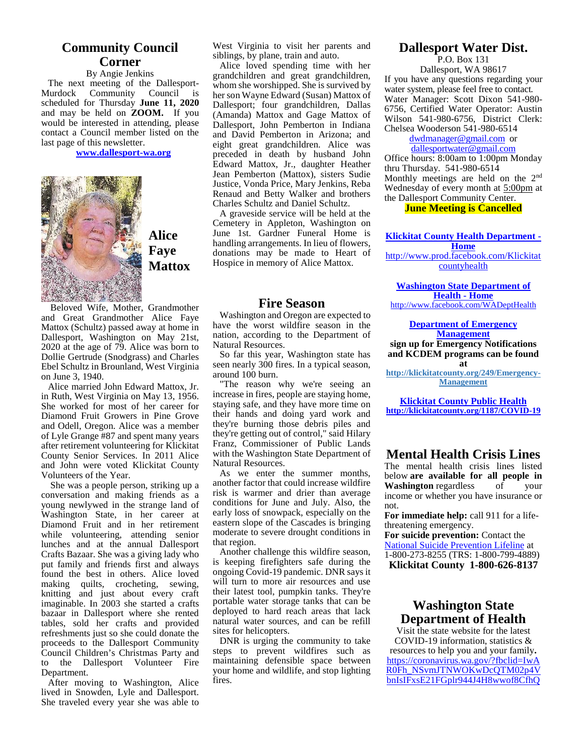## Community Council Corner

By Angie Jenkins

The next meeting of the Dallesport-Murdock Community Council is scheduled for Thursday **June 11, 2020** and may be held on **ZOOM.** If you would be interested in attending, please contact a Council member listed on the last page of this newsletter.

**www.dallesport-wa.org**

## Alice Faye Mattox

Beloved Wife, Mother, Grandmother and Great Grandmother Alice Faye Mattox (Schultz) passed away at home in Dallesport, Washington on May 21st, 2020 at the age of 79. Alice was born to Dollie Gertrude (Snodgrass) and Charles Ebel Schultz in Brounland, West Virginia on June 3, 1940.

Alice married John Edward Mattox, Jr. in Ruth, West Virginia on May 13, 1956. She worked for most of her career for Diamond Fruit Growers in Pine Grove and Odell, Oregon. Alice was a member of Lyle Grange #87 and spent many years after retirement volunteering for Klickitat County Senior Services. In 2011 Alice and John were voted Klickitat County Volunteers of the Year.

She was a people person, striking up a conversation and making friends as a young newlywed in the strange land of Washington State, in her career at Diamond Fruit and in her retirement while volunteering, attending senior lunches and at the annual Dallesport Crafts Bazaar. She was a giving lady who put family and friends first and always found the best in others. Alice loved making quilts, crocheting, sewing, knitting and just about every craft imaginable. In 2003 she started a crafts bazaar in Dallesport where she rented tables, sold her crafts and provided refreshments just so she could donate the proceeds to the Dallesport Community Council Children's Christmas Party and to the Dallesport Volunteer Fire Department.

After moving to Washington, Alice lived in Snowden, Lyle and Dallesport. She traveled every year she was able to West Virginia to visit her parents and siblings, by plane, train and auto.

Alice loved spending time with her grandchildren and great grandchildren, whom she worshipped. She is survived by her son Wayne Edward (Susan) Mattox of Dallesport; four grandchildren, Dallas (Amanda) Mattox and Gage Mattox of Dallesport, John Pemberton in Indiana and David Pemberton in Arizona; and eight great grandchildren. Alice was preceded in death by husband John Edward Mattox, Jr., daughter Heather Jean Pemberton (Mattox), sisters Sudie Justice, Vonda Price, Mary Jenkins, Reba Renaud and Betty Walker and brothers Charles Schultz and Daniel Schultz.

A graveside service will be held at the Cemetery in Appleton, Washington on June 1st. Gardner Funeral Home is handling arrangements. In lieu of flowers, donations may be made to Heart of Hospice in memory of Alice Mattox.

## Fire Season

Washington and Oregon are expected to have the worst wildfire season in the nation, according to the Department of Natural Resources.

So far this year, Washington state has seen nearly 300 fires. In a typical season, around 100 burn.

"The reason why we're seeing an increase in fires, people are staying home, staying safe, and they have more time on their hands and doing yard work and they're burning those debris piles and they're getting out of control," said Hilary Franz, Commissioner of Public Lands with the Washington State Department of Natural Resources.

As we enter the summer months, another factor that could increase wildfire risk is warmer and drier than average conditions for June and July. Also, the early loss of snowpack, especially on the eastern slope of the Cascades is bringing moderate to severe drought conditions in that region.

Another challenge this wildfire season, is keeping firefighters safe during the ongoing Covid-19 pandemic. DNR says it will turn to more air resources and use their latest tool, pumpkin tanks. They're portable water storage tanks that can be deployed to hard reach areas that lack natural water sources, and can be refill sites for helicopters.

DNR is urging the community to take steps to prevent wildfires such as maintaining defensible space between your home and wildlife, and stop lighting fires.

## Dallesport Water Dist.

P.O. Box 131
Dallesport, WA 98617

If you have any questions regarding your water system, please feel free to contact. Water Manager: Scott Dixon 541-980-6756, Certified Water Operator: Austin Wilson 541-980-6756, District Clerk: Chelsea Wooderson 541-980-6514

dwdmanager@gmail.com or dallesportwater@gmail.com

Office hours: 8:00am to 1:00pm Monday thru Thursday. 541-980-6514

Monthly meetings are held on the 2nd Wednesday of every month at 5:00pm at the Dallesport Community Center.

**June Meeting is Cancelled**

**Klickitat County Health Department - Home**
http://www.prod.facebook.com/Klickitatcountyhealth

**Washington State Department of Health - Home**
http://www.facebook.com/WADeptHealth

**Department of Emergency Management**
**sign up for Emergency Notifications and KCDEM programs can be found at**
**http://klickitatcounty.org/249/Emergency-Management**

**Klickitat County Public Health**
**http://klickitatcounty.org/1187/COVID-19**

## Mental Health Crisis Lines

The mental health crisis lines listed below **are available for all people in Washington** regardless of your income or whether you have insurance or not.

**For immediate help:** call 911 for a life-threatening emergency.

**For suicide prevention:** Contact the National Suicide Prevention Lifeline at 1-800-273-8255 (TRS: 1-800-799-4889)

**Klickitat County 1-800-626-8137**

## Washington State Department of Health

Visit the state website for the latest COVID-19 information, statistics & resources to help you and your family**.**

https://coronavirus.wa.gov/?fbclid=IwAR0Fh_NSvmJTNWOKwDcQTM02p4VbnIsIFxsE21FGplr944J4H8wwof8CfhQ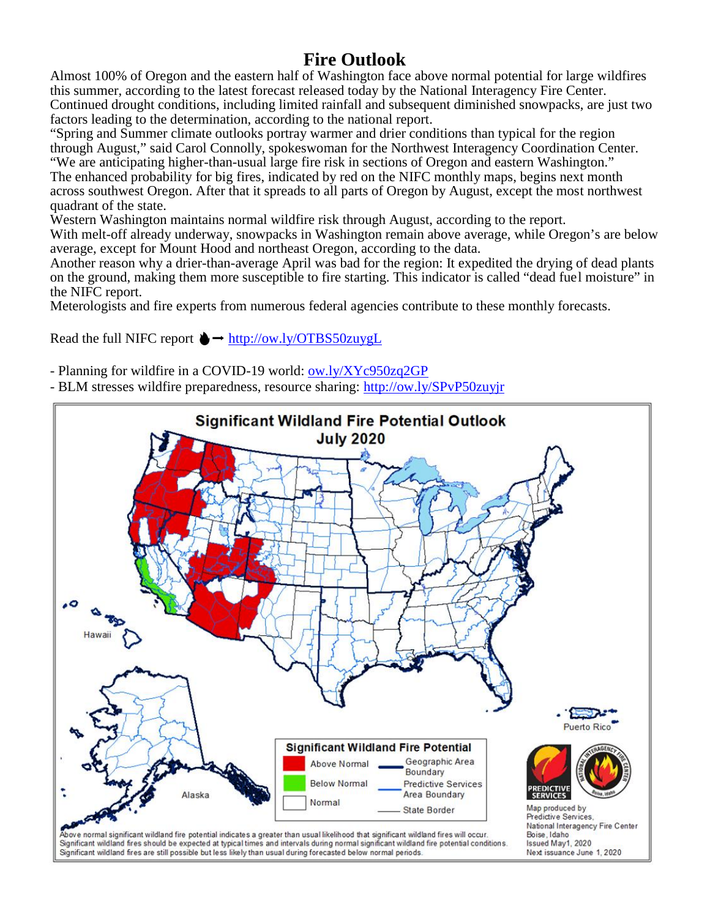# Fire Outlook

Almost 100% of Oregon and the eastern half of Washington face above normal potential for large wildfires this summer, according to the latest forecast released today by the National Interagency Fire Center. Continued drought conditions, including limited rainfall and subsequent diminished snowpacks, are just two factors leading to the determination, according to the national report.

"Spring and Summer climate outlooks portray warmer and drier conditions than typical for the region through August," said Carol Connolly, spokeswoman for the Northwest Interagency Coordination Center. "We are anticipating higher-than-usual large fire risk in sections of Oregon and eastern Washington."

The enhanced probability for big fires, indicated by red on the NIFC monthly maps, begins next month across southwest Oregon. After that it spreads to all parts of Oregon by August, except the most northwest quadrant of the state.

Western Washington maintains normal wildfire risk through August, according to the report.

With melt-off already underway, snowpacks in Washington remain above average, while Oregon's are below average, except for Mount Hood and northeast Oregon, according to the data.

Another reason why a drier-than-average April was bad for the region: It expedited the drying of dead plants on the ground, making them more susceptible to fire starting. This indicator is called "dead fuel moisture" in the NIFC report.

Meterologists and fire experts from numerous federal agencies contribute to these monthly forecasts.

Read the full NIFC report ➞ http://ow.ly/OTBS50zuygL

- Planning for wildfire in a COVID-19 world: ow.ly/XYc950zq2GP
- BLM stresses wildfire preparedness, resource sharing: http://ow.ly/SPvP50zuyjr

**Significant Wildland Fire Potential Outlook**
**July 2020**

Significant Wildland Fire Potential: Above Normal; Below Normal; Normal. Geographic Area Boundary; Predictive Services Area Boundary; State Border.

Above normal significant wildland fire potential indicates a greater than usual likelihood that significant wildland fires will occur. Significant wildland fires should be expected at typical times and intervals during normal significant wildland fire potential conditions. Significant wildland fires are still possible but less likely than usual during forecasted below normal periods.

Map produced by Predictive Services, National Interagency Fire Center, Boise, Idaho. Issued May1, 2020. Next issuance June 1, 2020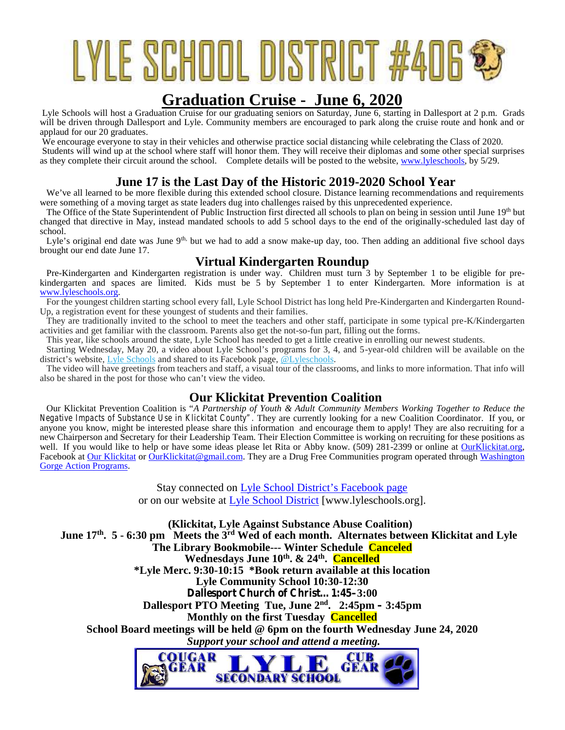# LYLE SCHOOL DISTRICT #406

## Graduation Cruise - June 6, 2020

Lyle Schools will host a Graduation Cruise for our graduating seniors on Saturday, June 6, starting in Dallesport at 2 p.m. Grads will be driven through Dallesport and Lyle. Community members are encouraged to park along the cruise route and honk and or applaud for our 20 graduates.

We encourage everyone to stay in their vehicles and otherwise practice social distancing while celebrating the Class of 2020. Students will wind up at the school where staff will honor them. They will receive their diplomas and some other special surprises as they complete their circuit around the school. Complete details will be posted to the website, www.lyleschools, by 5/29.

## June 17 is the Last Day of the Historic 2019-2020 School Year

We've all learned to be more flexible during this extended school closure. Distance learning recommendations and requirements were something of a moving target as state leaders dug into challenges raised by this unprecedented experience.

The Office of the State Superintendent of Public Instruction first directed all schools to plan on being in session until June 19th but changed that directive in May, instead mandated schools to add 5 school days to the end of the originally-scheduled last day of school.

Lyle's original end date was June 9th, but we had to add a snow make-up day, too. Then adding an additional five school days brought our end date June 17.

## Virtual Kindergarten Roundup

Pre-Kindergarten and Kindergarten registration is under way. Children must turn 3 by September 1 to be eligible for pre-kindergarten and spaces are limited. Kids must be 5 by September 1 to enter Kindergarten. More information is at www.lyleschools.org.

For the youngest children starting school every fall, Lyle School District has long held Pre-Kindergarten and Kindergarten Round-Up, a registration event for these youngest of students and their families.

They are traditionally invited to the school to meet the teachers and other staff, participate in some typical pre-K/Kindergarten activities and get familiar with the classroom. Parents also get the not-so-fun part, filling out the forms.

This year, like schools around the state, Lyle School has needed to get a little creative in enrolling our newest students.

Starting Wednesday, May 20, a video about Lyle School's programs for 3, 4, and 5-year-old children will be available on the district's website, Lyle Schools and shared to its Facebook page, @Lyleschools.

The video will have greetings from teachers and staff, a visual tour of the classrooms, and links to more information. That info will also be shared in the post for those who can't view the video.

## Our Klickitat Prevention Coalition

Our Klickitat Prevention Coalition is "*A Partnership of Youth & Adult Community Members Working Together to Reduce the Negative Impacts of Substance Use in Klickitat County*". They are currently looking for a new Coalition Coordinator. If you, or anyone you know, might be interested please share this information and encourage them to apply! They are also recruiting for a new Chairperson and Secretary for their Leadership Team. Their Election Committee is working on recruiting for these positions as well. If you would like to help or have some ideas please let Rita or Abby know. (509) 281-2399 or online at OurKlickitat.org, Facebook at Our Klickitat or OurKlickitat@gmail.com. They are a Drug Free Communities program operated through Washington Gorge Action Programs.

Stay connected on Lyle School District's Facebook page
or on our website at Lyle School District [www.lyleschools.org].

**(Klickitat, Lyle Against Substance Abuse Coalition)**
**June 17th. 5 - 6:30 pm Meets the 3rd Wed of each month. Alternates between Klickitat and Lyle**
**The Library Bookmobile--- Winter Schedule Canceled**
**Wednesdays June 10th. & 24th. Cancelled**
**\*Lyle Merc. 9:30-10:15 \*Book return available at this location**
**Lyle Community School 10:30-12:30**
**Dallesport Church of Christ... 1:45–3:00**
**Dallesport PTO Meeting Tue, June 2nd. 2:45pm – 3:45pm**
**Monthly on the first Tuesday Cancelled**
**School Board meetings will be held @ 6pm on the fourth Wednesday June 24, 2020**
***Support your school and attend a meeting.***

COUGAR GEAR LYLE SECONDARY SCHOOL CUB GEAR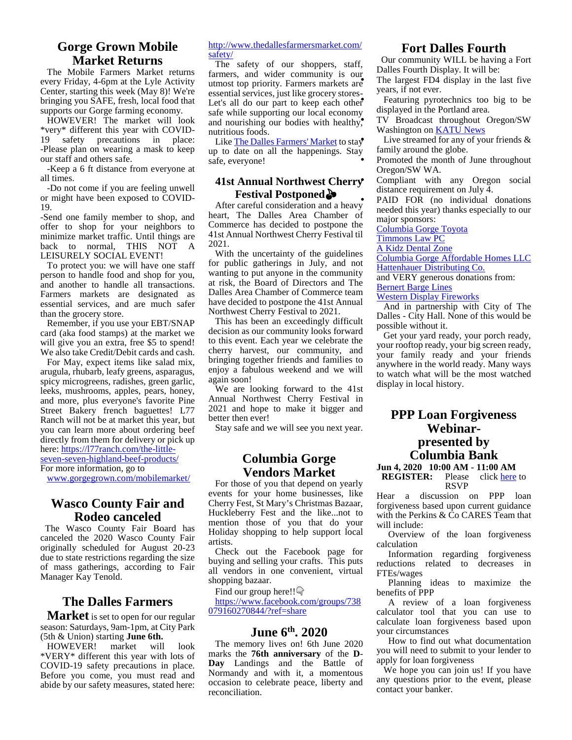## Gorge Grown Mobile Market Returns

The Mobile Farmers Market returns every Friday, 4-6pm at the Lyle Activity Center, starting this week (May 8)! We're bringing you SAFE, fresh, local food that supports our Gorge farming economy.

HOWEVER! The market will look *very* different this year with COVID-19 safety precautions in place:

-Please plan on wearing a mask to keep our staff and others safe.

-Keep a 6 ft distance from everyone at all times.

-Do not come if you are feeling unwell or might have been exposed to COVID-19.

-Send one family member to shop, and offer to shop for your neighbors to minimize market traffic. Until things are back to normal, THIS NOT A LEISURELY SOCIAL EVENT!

To protect you: we will have one staff person to handle food and shop for you, and another to handle all transactions. Farmers markets are designated as essential services, and are much safer than the grocery store.

Remember, if you use your EBT/SNAP card (aka food stamps) at the market we will give you an extra, free $5 to spend! We also take Credit/Debit cards and cash.

For May, expect items like salad mix, arugula, rhubarb, leafy greens, asparagus, spicy microgreens, radishes, green garlic, leeks, mushrooms, apples, pears, honey, and more, plus everyone's favorite Pine Street Bakery french baguettes! L77 Ranch will not be at market this year, but you can learn more about ordering beef directly from them for delivery or pick up here: https://l77ranch.com/the-little-seven-seven-highland-beef-products/

For more information, go to www.gorgegrown.com/mobilemarket/

## Wasco County Fair and Rodeo canceled

The Wasco County Fair Board has canceled the 2020 Wasco County Fair originally scheduled for August 20-23 due to state restrictions regarding the size of mass gatherings, according to Fair Manager Kay Tenold.

## The Dalles Farmers Market

**Market** is set to open for our regular season: Saturdays, 9am-1pm, at City Park (5th & Union) starting **June 6th.**

HOWEVER! market will look *VERY* different this year with lots of COVID-19 safety precautions in place. Before you come, you must read and abide by our safety measures, stated here: http://www.thedallesfarmersmarket.com/safety/

The safety of our shoppers, staff, farmers, and wider community is our utmost top priority. Farmers markets are essential services, just like grocery stores-Let's all do our part to keep each other safe while supporting our local economy and nourishing our bodies with healthy, nutritious foods.

Like The Dalles Farmers' Market to stay up to date on all the happenings. Stay safe, everyone!

## 41st Annual Northwest Cherry Festival Postponed

After careful consideration and a heavy heart, The Dalles Area Chamber of Commerce has decided to postpone the 41st Annual Northwest Cherry Festival til 2021.

With the uncertainty of the guidelines for public gatherings in July, and not wanting to put anyone in the community at risk, the Board of Directors and The Dalles Area Chamber of Commerce team have decided to postpone the 41st Annual Northwest Cherry Festival to 2021.

This has been an exceedingly difficult decision as our community looks forward to this event. Each year we celebrate the cherry harvest, our community, and bringing together friends and families to enjoy a fabulous weekend and we will again soon!

We are looking forward to the 41st Annual Northwest Cherry Festival in 2021 and hope to make it bigger and better then ever!

Stay safe and we will see you next year.

## Columbia Gorge Vendors Market

For those of you that depend on yearly events for your home businesses, like Cherry Fest, St Mary's Christmas Bazaar, Huckleberry Fest and the like...not to mention those of you that do your Holiday shopping to help support local artists.

Check out the Facebook page for buying and selling your crafts. This puts all vendors in one convenient, virtual shopping bazaar.

Find our group here!!

https://www.facebook.com/groups/738079160270844/?ref=share

## June 6th, 2020

The memory lives on! 6th June 2020 marks the **76th anniversary** of the **D-Day** Landings and the Battle of Normandy and with it, a momentous occasion to celebrate peace, liberty and reconciliation.

## Fort Dalles Fourth

Our community WILL be having a Fort Dalles Fourth Display. It will be:

- The largest FD4 display in the last five years, if not ever.
- Featuring pyrotechnics too big to be displayed in the Portland area.
- TV Broadcast throughout Oregon/SW Washington on KATU News
- Live streamed for any of your friends & family around the globe.
- Promoted the month of June throughout Oregon/SW WA.
- Compliant with any Oregon social distance requirement on July 4.
- PAID FOR (no individual donations needed this year) thanks especially to our major sponsors:

Columbia Gorge Toyota
Timmons Law PC
A Kidz Dental Zone
Columbia Gorge Affordable Homes LLC
Hattenhauer Distributing Co.

and VERY generous donations from:

Bernert Barge Lines
Western Display Fireworks

And in partnership with City of The Dalles - City Hall. None of this would be possible without it.

Get your yard ready, your porch ready, your rooftop ready, your big screen ready, your family ready and your friends anywhere in the world ready. Many ways to watch what will be the most watched display in local history.

## PPP Loan Forgiveness Webinar-presented by Columbia Bank

**Jun 4, 2020 10:00 AM - 11:00 AM**

**REGISTER:** Please click here to RSVP

Hear a discussion on PPP loan forgiveness based upon current guidance with the Perkins & Co CARES Team that will include:

- Overview of the loan forgiveness calculation
- Information regarding forgiveness reductions related to decreases in FTEs/wages
- Planning ideas to maximize the benefits of PPP
- A review of a loan forgiveness calculator tool that you can use to calculate loan forgiveness based upon your circumstances
- How to find out what documentation you will need to submit to your lender to apply for loan forgiveness

We hope you can join us! If you have any questions prior to the event, please contact your banker.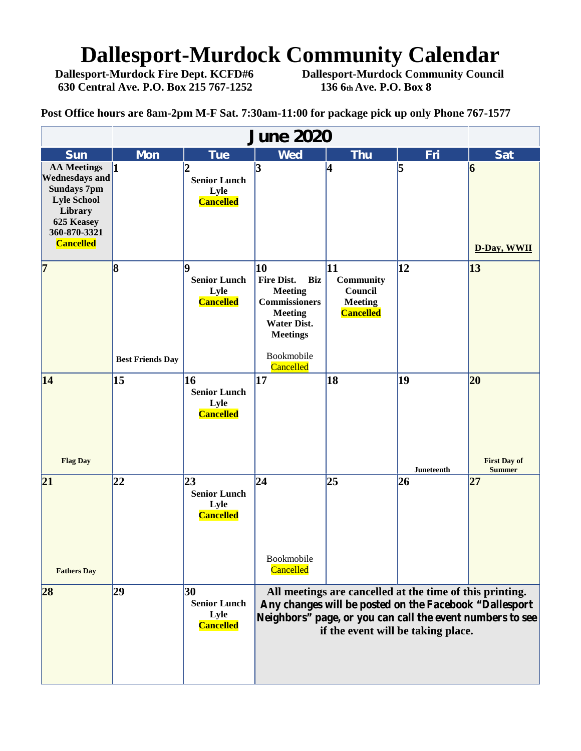# Dallesport-Murdock Community Calendar

**Dallesport-Murdock Fire Dept. KCFD#6**
**630 Central Ave. P.O. Box 215 767-1252**

**Dallesport-Murdock Community Council**
**136 6th Ave. P.O. Box 8**

**Post Office hours are 8am-2pm M-F Sat. 7:30am-11:00 for package pick up only Phone 767-1577**

## June 2020

| Sun | Mon | Tue | Wed | Thu | Fri | Sat |
|---|---|---|---|---|---|---|
| **AA Meetings Wednesdays and Sundays 7pm Lyle School Library 625 Keasey 360-870-3321 Cancelled** | **1** | **2** **Senior Lunch Lyle Cancelled** | **3** | **4** | **5** | **6** D-Day, WWII |
| **7** | **8** Best Friends Day | **9** **Senior Lunch Lyle Cancelled** | **10** **Fire Dist. Biz Meeting Commissioners Meeting Water Dist. Meetings** Bookmobile Cancelled | **11** **Community Council Meeting Cancelled** | **12** | **13** |
| **14** Flag Day | **15** | **16** **Senior Lunch Lyle Cancelled** | **17** | **18** | **19** Juneteenth | **20** First Day of Summer |
| **21** Fathers Day | **22** | **23** **Senior Lunch Lyle Cancelled** | **24** Bookmobile Cancelled | **25** | **26** | **27** |
| **28** | **29** | **30** **Senior Lunch Lyle Cancelled** | **All meetings are cancelled at the time of this printing. Any changes will be posted on the Facebook "Dallesport Neighbors" page, or you can call the event numbers to see if the event will be taking place.** | | | |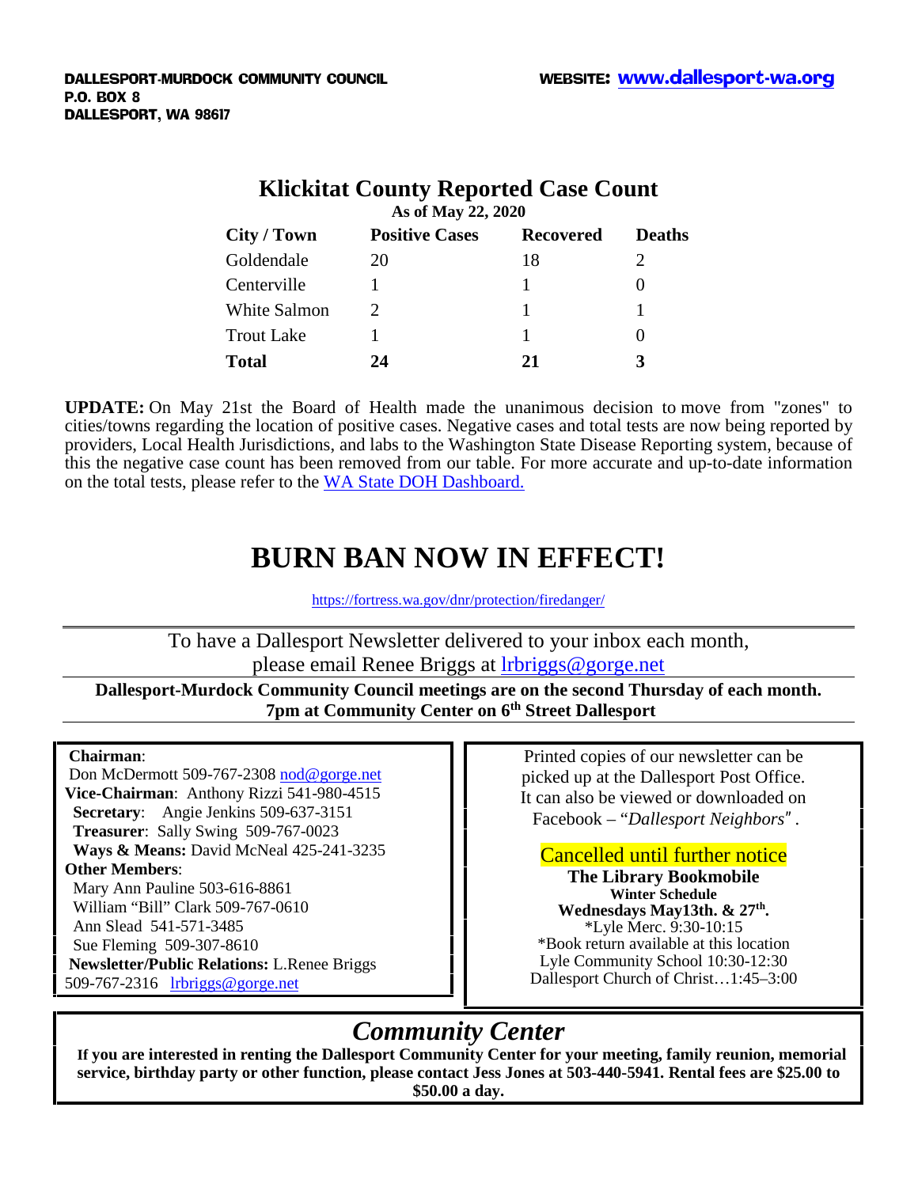**DALLESPORT-MURDOCK COMMUNITY COUNCIL**
**P.O. BOX 8**
**DALLESPORT, WA 98617**

**WEBSITE: www.dallesport-wa.org**

# Klickitat County Reported Case Count

**As of May 22, 2020**

| City / Town | Positive Cases | Recovered | Deaths |
|---|---|---|---|
| Goldendale | 20 | 18 | 2 |
| Centerville | 1 | 1 | 0 |
| White Salmon | 2 | 1 | 1 |
| Trout Lake | 1 | 1 | 0 |
| **Total** | **24** | **21** | **3** |

**UPDATE:** On May 21st the Board of Health made the unanimous decision to move from "zones" to cities/towns regarding the location of positive cases. Negative cases and total tests are now being reported by providers, Local Health Jurisdictions, and labs to the Washington State Disease Reporting system, because of this the negative case count has been removed from our table. For more accurate and up-to-date information on the total tests, please refer to the WA State DOH Dashboard.

# BURN BAN NOW IN EFFECT!

https://fortress.wa.gov/dnr/protection/firedanger/

To have a Dallesport Newsletter delivered to your inbox each month, please email Renee Briggs at lrbriggs@gorge.net

**Dallesport-Murdock Community Council meetings are on the second Thursday of each month. 7pm at Community Center on 6th Street Dallesport**

**Chairman**:
Don McDermott 509-767-2308 nod@gorge.net
**Vice-Chairman**: Anthony Rizzi 541-980-4515
**Secretary**: Angie Jenkins 509-637-3151
**Treasurer**: Sally Swing 509-767-0023
**Ways & Means:** David McNeal 425-241-3235
**Other Members**:
Mary Ann Pauline 503-616-8861
William "Bill" Clark 509-767-0610
Ann Slead 541-571-3485
Sue Fleming 509-307-8610
**Newsletter/Public Relations:** L.Renee Briggs 509-767-2316 lrbriggs@gorge.net

Printed copies of our newsletter can be picked up at the Dallesport Post Office. It can also be viewed or downloaded on Facebook – "*Dallesport Neighbors*".

Cancelled until further notice

**The Library Bookmobile**
**Winter Schedule**
**Wednesdays May13th. & 27th.**
*Lyle Merc. 9:30-10:15
*Book return available at this location
Lyle Community School 10:30-12:30
Dallesport Church of Christ…1:45–3:00

## *Community Center*

**If you are interested in renting the Dallesport Community Center for your meeting, family reunion, memorial service, birthday party or other function, please contact Jess Jones at 503-440-5941. Rental fees are $25.00 to $50.00 a day.**